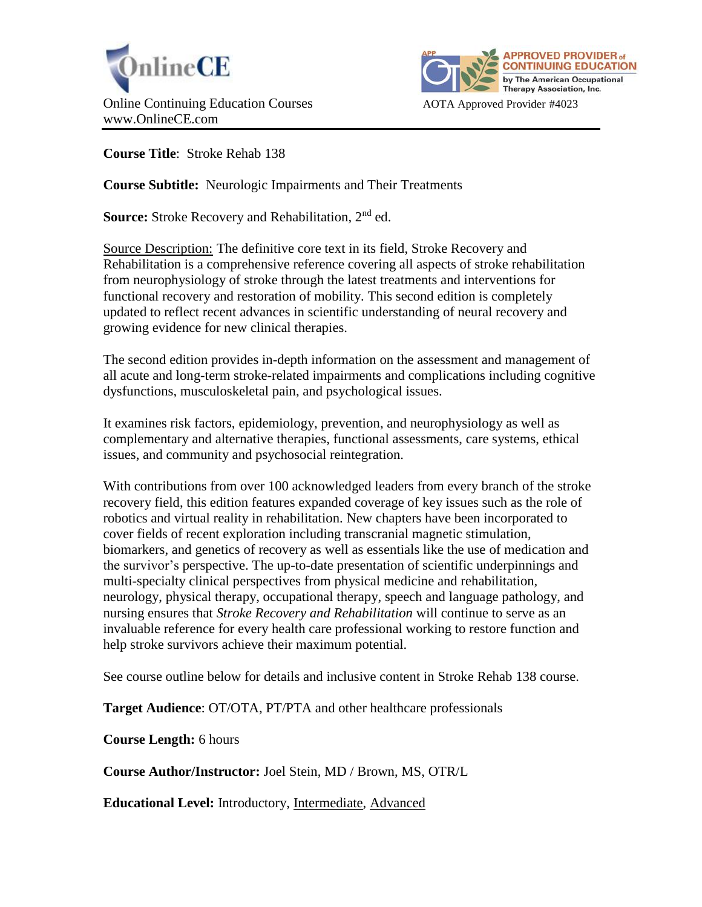OnlineCE

Online Continuing Education Courses
www.OnlineCE.com

APPROVED PROVIDER of CONTINUING EDUCATION by The American Occupational Therapy Association, Inc.

AOTA Approved Provider #4023

---

**Course Title**: Stroke Rehab 138

**Course Subtitle:** Neurologic Impairments and Their Treatments

**Source:** Stroke Recovery and Rehabilitation, 2nd ed.

Source Description: The definitive core text in its field, Stroke Recovery and Rehabilitation is a comprehensive reference covering all aspects of stroke rehabilitation from neurophysiology of stroke through the latest treatments and interventions for functional recovery and restoration of mobility. This second edition is completely updated to reflect recent advances in scientific understanding of neural recovery and growing evidence for new clinical therapies.

The second edition provides in-depth information on the assessment and management of all acute and long-term stroke-related impairments and complications including cognitive dysfunctions, musculoskeletal pain, and psychological issues.

It examines risk factors, epidemiology, prevention, and neurophysiology as well as complementary and alternative therapies, functional assessments, care systems, ethical issues, and community and psychosocial reintegration.

With contributions from over 100 acknowledged leaders from every branch of the stroke recovery field, this edition features expanded coverage of key issues such as the role of robotics and virtual reality in rehabilitation. New chapters have been incorporated to cover fields of recent exploration including transcranial magnetic stimulation, biomarkers, and genetics of recovery as well as essentials like the use of medication and the survivor's perspective. The up-to-date presentation of scientific underpinnings and multi-specialty clinical perspectives from physical medicine and rehabilitation, neurology, physical therapy, occupational therapy, speech and language pathology, and nursing ensures that *Stroke Recovery and Rehabilitation* will continue to serve as an invaluable reference for every health care professional working to restore function and help stroke survivors achieve their maximum potential.

See course outline below for details and inclusive content in Stroke Rehab 138 course.

**Target Audience**: OT/OTA, PT/PTA and other healthcare professionals

**Course Length:** 6 hours

**Course Author/Instructor:** Joel Stein, MD / Brown, MS, OTR/L

**Educational Level:** Introductory, Intermediate, Advanced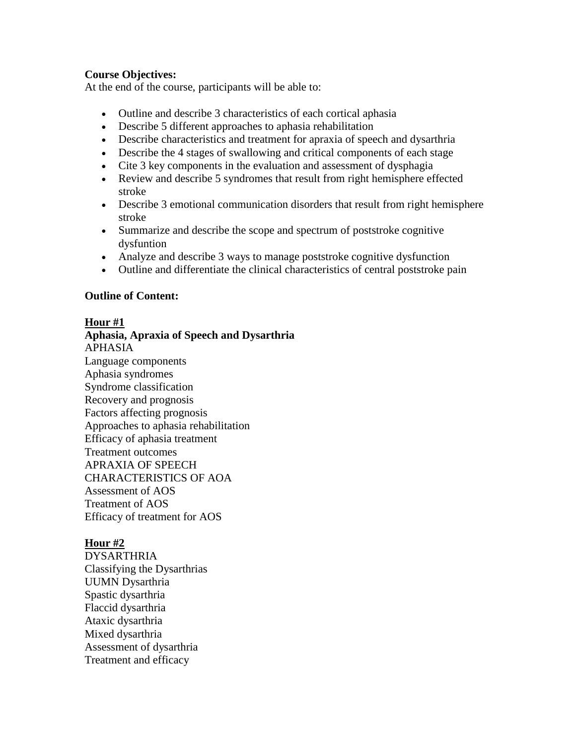**Course Objectives:**
At the end of the course, participants will be able to:

- Outline and describe 3 characteristics of each cortical aphasia
- Describe 5 different approaches to aphasia rehabilitation
- Describe characteristics and treatment for apraxia of speech and dysarthria
- Describe the 4 stages of swallowing and critical components of each stage
- Cite 3 key components in the evaluation and assessment of dysphagia
- Review and describe 5 syndromes that result from right hemisphere effected stroke
- Describe 3 emotional communication disorders that result from right hemisphere stroke
- Summarize and describe the scope and spectrum of poststroke cognitive dysfuntion
- Analyze and describe 3 ways to manage poststroke cognitive dysfunction
- Outline and differentiate the clinical characteristics of central poststroke pain

**Outline of Content:**

**<u>Hour #1</u>**
**Aphasia, Apraxia of Speech and Dysarthria**
APHASIA
Language components
Aphasia syndromes
Syndrome classification
Recovery and prognosis
Factors affecting prognosis
Approaches to aphasia rehabilitation
Efficacy of aphasia treatment
Treatment outcomes
APRAXIA OF SPEECH
CHARACTERISTICS OF AOA
Assessment of AOS
Treatment of AOS
Efficacy of treatment for AOS

**<u>Hour #2</u>**
DYSARTHRIA
Classifying the Dysarthrias
UUMN Dysarthria
Spastic dysarthria
Flaccid dysarthria
Ataxic dysarthria
Mixed dysarthria
Assessment of dysarthria
Treatment and efficacy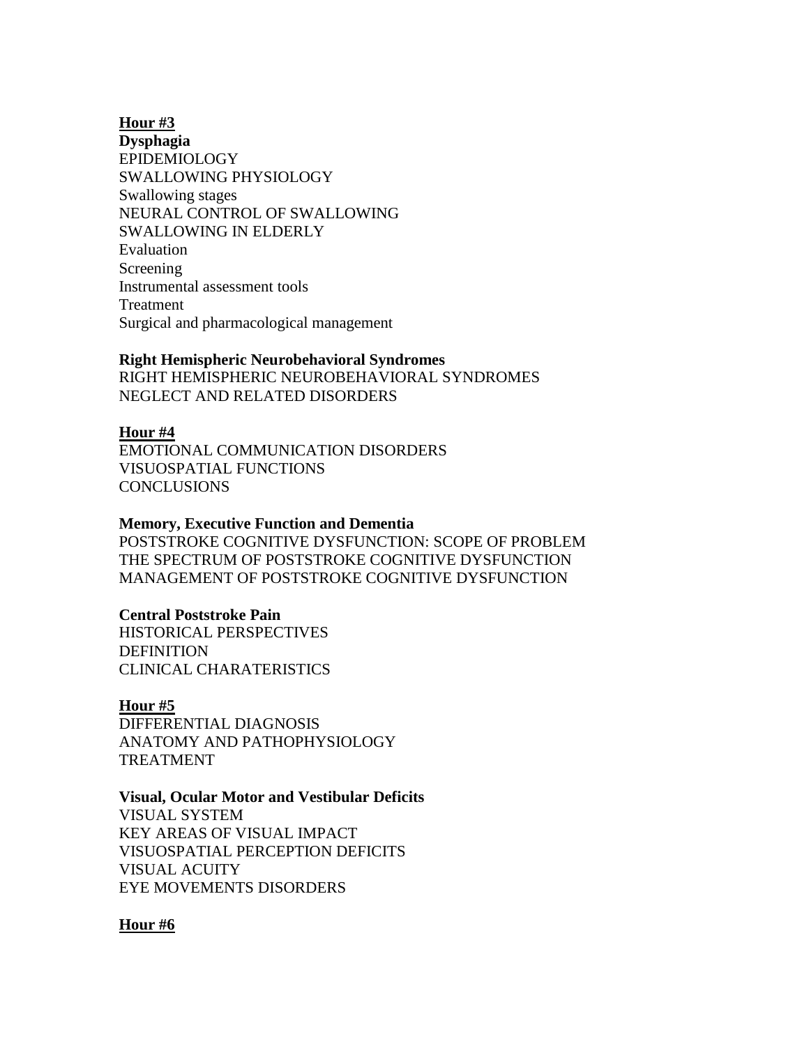**Hour #3**

**Dysphagia**

EPIDEMIOLOGY
SWALLOWING PHYSIOLOGY
Swallowing stages
NEURAL CONTROL OF SWALLOWING
SWALLOWING IN ELDERLY
Evaluation
Screening
Instrumental assessment tools
Treatment
Surgical and pharmacological management

**Right Hemispheric Neurobehavioral Syndromes**

RIGHT HEMISPHERIC NEUROBEHAVIORAL SYNDROMES
NEGLECT AND RELATED DISORDERS

**Hour #4**

EMOTIONAL COMMUNICATION DISORDERS
VISUOSPATIAL FUNCTIONS
CONCLUSIONS

**Memory, Executive Function and Dementia**

POSTSTROKE COGNITIVE DYSFUNCTION: SCOPE OF PROBLEM
THE SPECTRUM OF POSTSTROKE COGNITIVE DYSFUNCTION
MANAGEMENT OF POSTSTROKE COGNITIVE DYSFUNCTION

**Central Poststroke Pain**

HISTORICAL PERSPECTIVES
DEFINITION
CLINICAL CHARATERISTICS

**Hour #5**

DIFFERENTIAL DIAGNOSIS
ANATOMY AND PATHOPHYSIOLOGY
TREATMENT

**Visual, Ocular Motor and Vestibular Deficits**

VISUAL SYSTEM
KEY AREAS OF VISUAL IMPACT
VISUOSPATIAL PERCEPTION DEFICITS
VISUAL ACUITY
EYE MOVEMENTS DISORDERS

**Hour #6**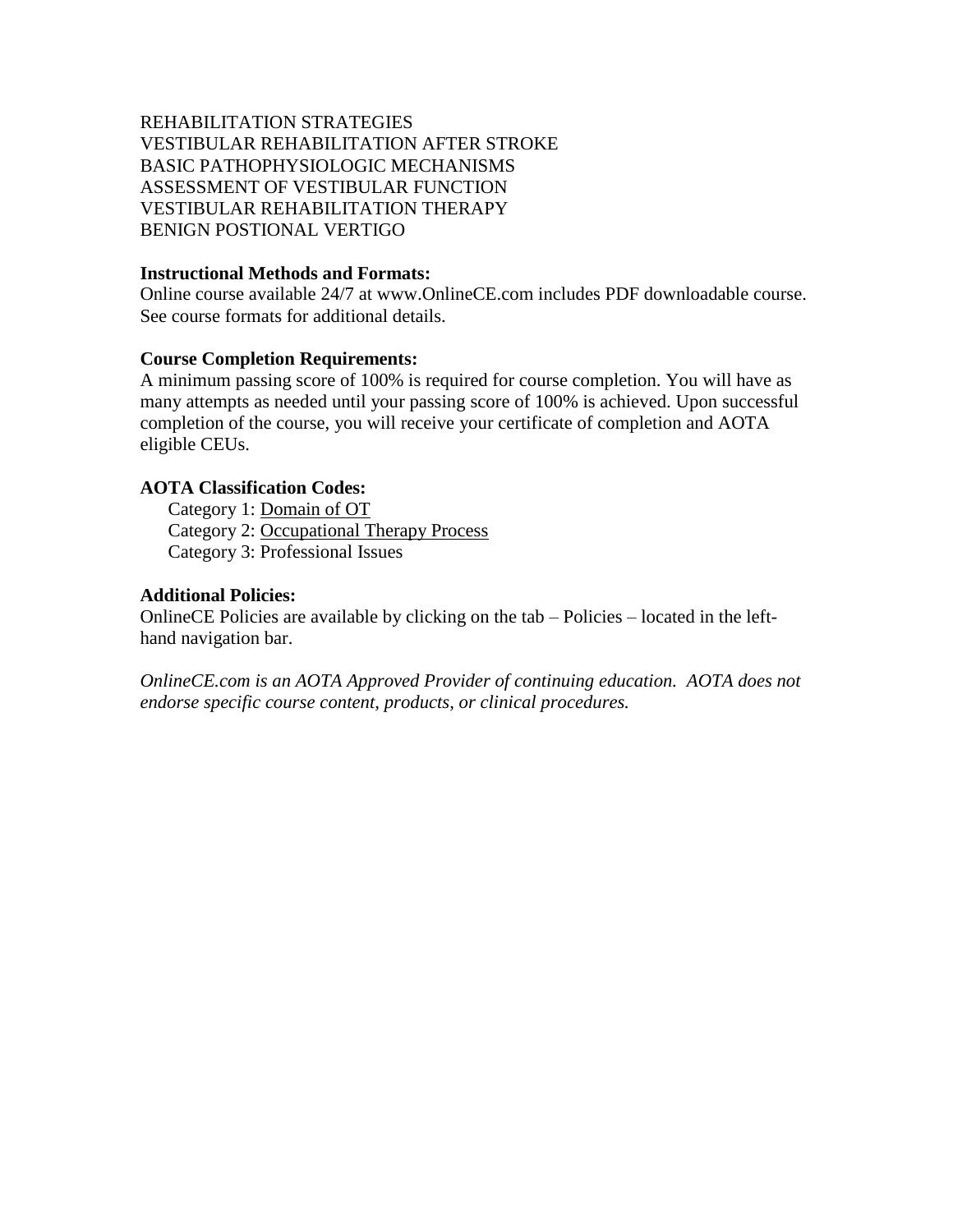REHABILITATION STRATEGIES
VESTIBULAR REHABILITATION AFTER STROKE
BASIC PATHOPHYSIOLOGIC MECHANISMS
ASSESSMENT OF VESTIBULAR FUNCTION
VESTIBULAR REHABILITATION THERAPY
BENIGN POSTIONAL VERTIGO

**Instructional Methods and Formats:**
Online course available 24/7 at www.OnlineCE.com includes PDF downloadable course. See course formats for additional details.

**Course Completion Requirements:**
A minimum passing score of 100% is required for course completion. You will have as many attempts as needed until your passing score of 100% is achieved. Upon successful completion of the course, you will receive your certificate of completion and AOTA eligible CEUs.

**AOTA Classification Codes:**
Category 1: Domain of OT
Category 2: Occupational Therapy Process
Category 3: Professional Issues

**Additional Policies:**
OnlineCE Policies are available by clicking on the tab – Policies – located in the left-hand navigation bar.

*OnlineCE.com is an AOTA Approved Provider of continuing education. AOTA does not endorse specific course content, products, or clinical procedures.*